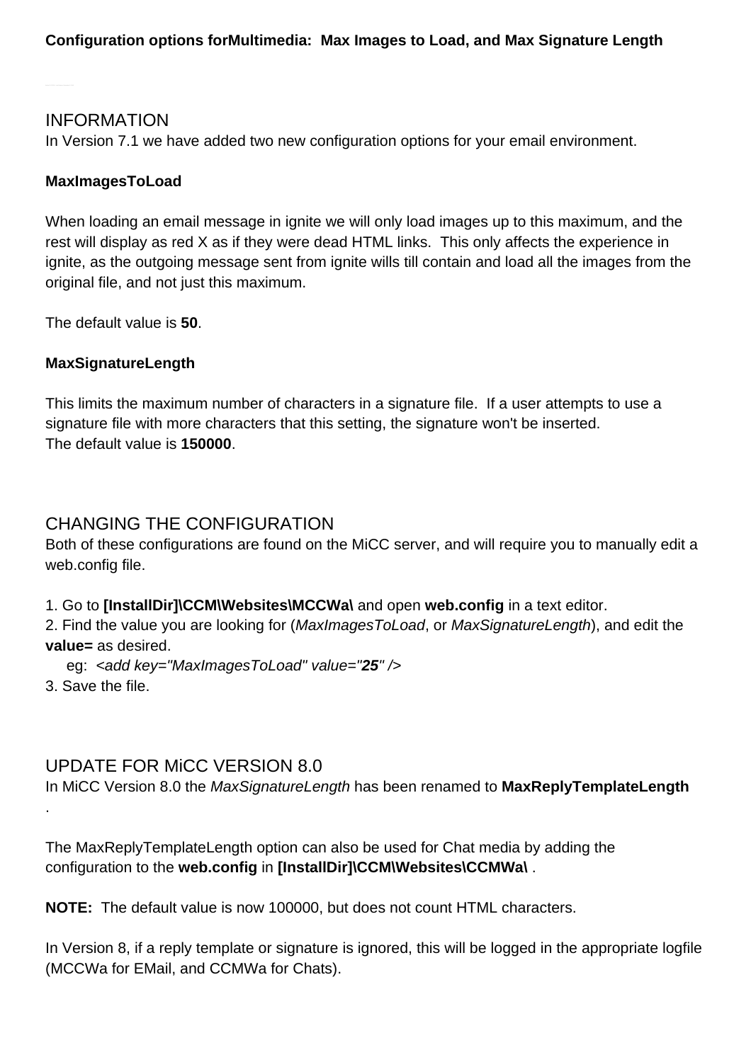**Configuration options forMultimedia: Max Images to Load, and Max Signature Length**

## INFORMATION

In Version 7.1 we have added two new configuration options for your email environment.

**MaxImagesToLoad**

When loading an email message in ignite we will only load images up to this maximum, and the rest will display as red X as if they were dead HTML links. This only affects the experience in ignite, as the outgoing message sent from ignite wills till contain and load all the images from the original file, and not just this maximum.

The default value is **50**.

**MaxSignatureLength**

This limits the maximum number of characters in a signature file. If a user attempts to use a signature file with more characters that this setting, the signature won't be inserted.
The default value is **150000**.

## CHANGING THE CONFIGURATION

Both of these configurations are found on the MiCC server, and will require you to manually edit a web.config file.

1. Go to **[InstallDir]\CCM\Websites\MCCWa\** and open **web.config** in a text editor.
2. Find the value you are looking for (*MaxImagesToLoad*, or *MaxSignatureLength*), and edit the **value=** as desired.
   eg: *<add key="MaxImagesToLoad" value="**25**" />*
3. Save the file.

## UPDATE FOR MiCC VERSION 8.0

In MiCC Version 8.0 the *MaxSignatureLength* has been renamed to **MaxReplyTemplateLength** .

The MaxReplyTemplateLength option can also be used for Chat media by adding the configuration to the **web.config** in **[InstallDir]\CCM\Websites\CCMWa\** .

**NOTE:** The default value is now 100000, but does not count HTML characters.

In Version 8, if a reply template or signature is ignored, this will be logged in the appropriate logfile (MCCWa for EMail, and CCMWa for Chats).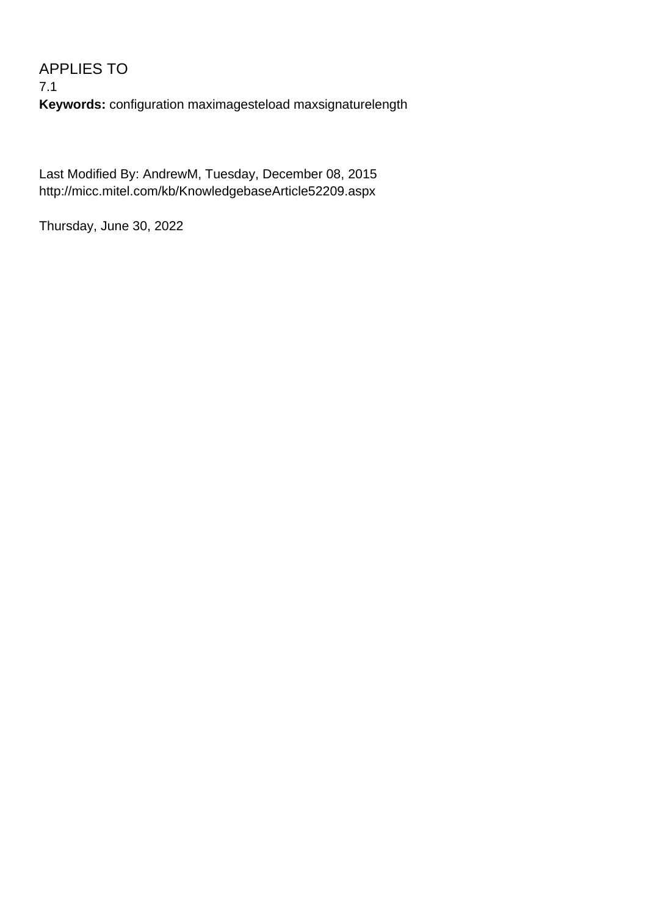APPLIES TO

7.1

**Keywords:** configuration maximagesteload maxsignaturelength

Last Modified By: AndrewM, Tuesday, December 08, 2015
http://micc.mitel.com/kb/KnowledgebaseArticle52209.aspx

Thursday, June 30, 2022